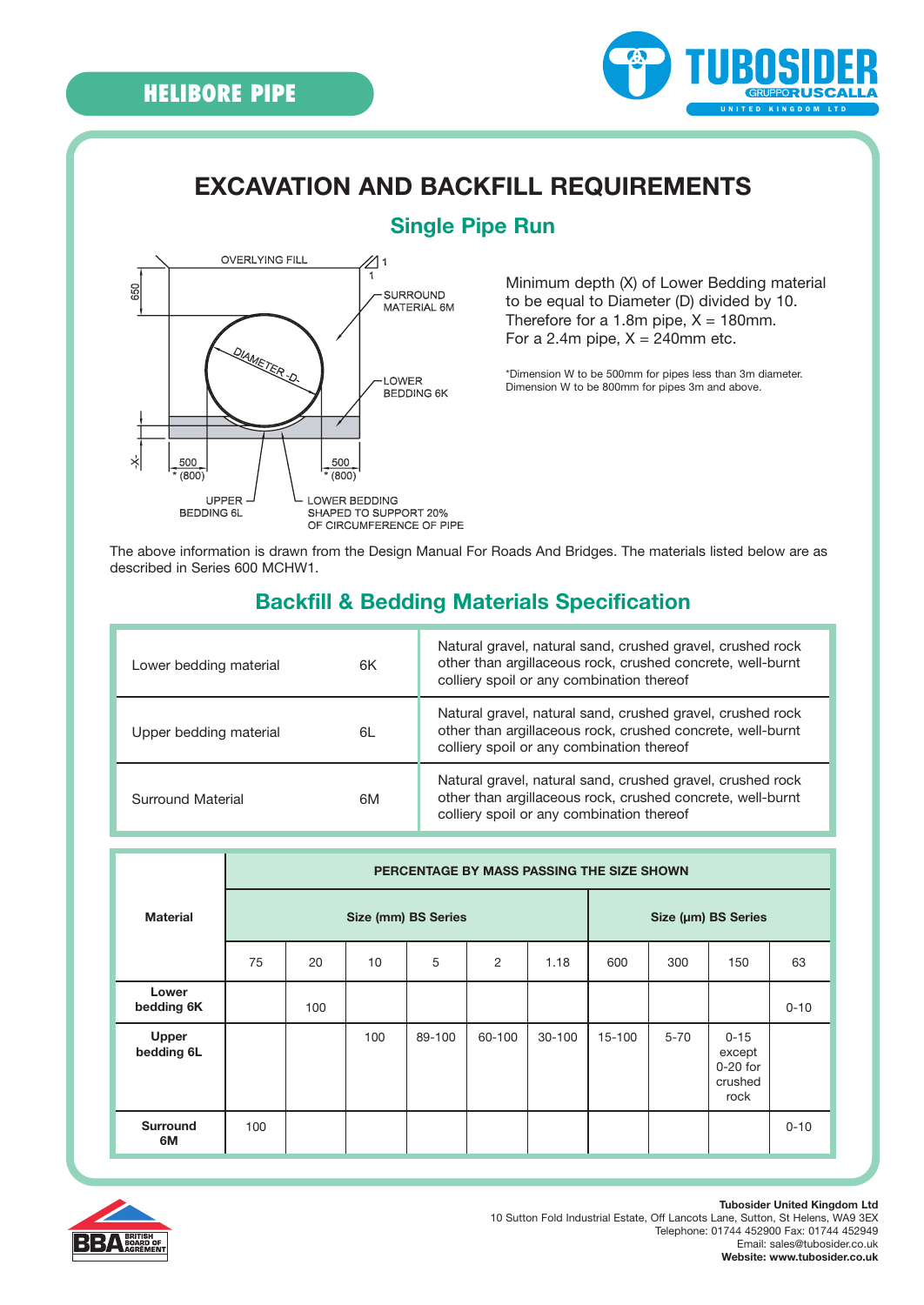# HELIBORE PIPE

TUBOSIDER GRUPPO RUSCALLA UNITED KINGDOM LTD

## EXCAVATION AND BACKFILL REQUIREMENTS

### Single Pipe Run

OVERLYING FILL

650

1

1

SURROUND MATERIAL 6M

DIAMETER -D-

LOWER BEDDING 6K

-X-

500 * (800)

500 * (800)

UPPER BEDDING 6L

LOWER BEDDING SHAPED TO SUPPORT 20% OF CIRCUMFERENCE OF PIPE

Minimum depth (X) of Lower Bedding material to be equal to Diameter (D) divided by 10.
Therefore for a 1.8m pipe, X = 180mm.
For a 2.4m pipe, X = 240mm etc.

*Dimension W to be 500mm for pipes less than 3m diameter.
Dimension W to be 800mm for pipes 3m and above.

The above information is drawn from the Design Manual For Roads And Bridges. The materials listed below are as described in Series 600 MCHW1.

### Backfill & Bedding Materials Specification

| | | |
|---|---|---|
| Lower bedding material | 6K | Natural gravel, natural sand, crushed gravel, crushed rock other than argillaceous rock, crushed concrete, well-burnt colliery spoil or any combination thereof |
| Upper bedding material | 6L | Natural gravel, natural sand, crushed gravel, crushed rock other than argillaceous rock, crushed concrete, well-burnt colliery spoil or any combination thereof |
| Surround Material | 6M | Natural gravel, natural sand, crushed gravel, crushed rock other than argillaceous rock, crushed concrete, well-burnt colliery spoil or any combination thereof |

| Material | PERCENTAGE BY MASS PASSING THE SIZE SHOWN | | | | | | | | | |
|---|---|---|---|---|---|---|---|---|---|---|
| | Size (mm) BS Series | | | | | | Size (µm) BS Series | | | |
| | 75 | 20 | 10 | 5 | 2 | 1.18 | 600 | 300 | 150 | 63 |
| **Lower bedding 6K** | | 100 | | | | | | | | 0-10 |
| **Upper bedding 6L** | | | 100 | 89-100 | 60-100 | 30-100 | 15-100 | 5-70 | 0-15 except 0-20 for crushed rock | |
| **Surround 6M** | 100 | | | | | | | | | 0-10 |

BBA BRITISH BOARD OF AGRÉMENT

**Tubosider United Kingdom Ltd**
10 Sutton Fold Industrial Estate, Off Lancots Lane, Sutton, St Helens, WA9 3EX
Telephone: 01744 452900 Fax: 01744 452949
Email: sales@tubosider.co.uk
**Website: www.tubosider.co.uk**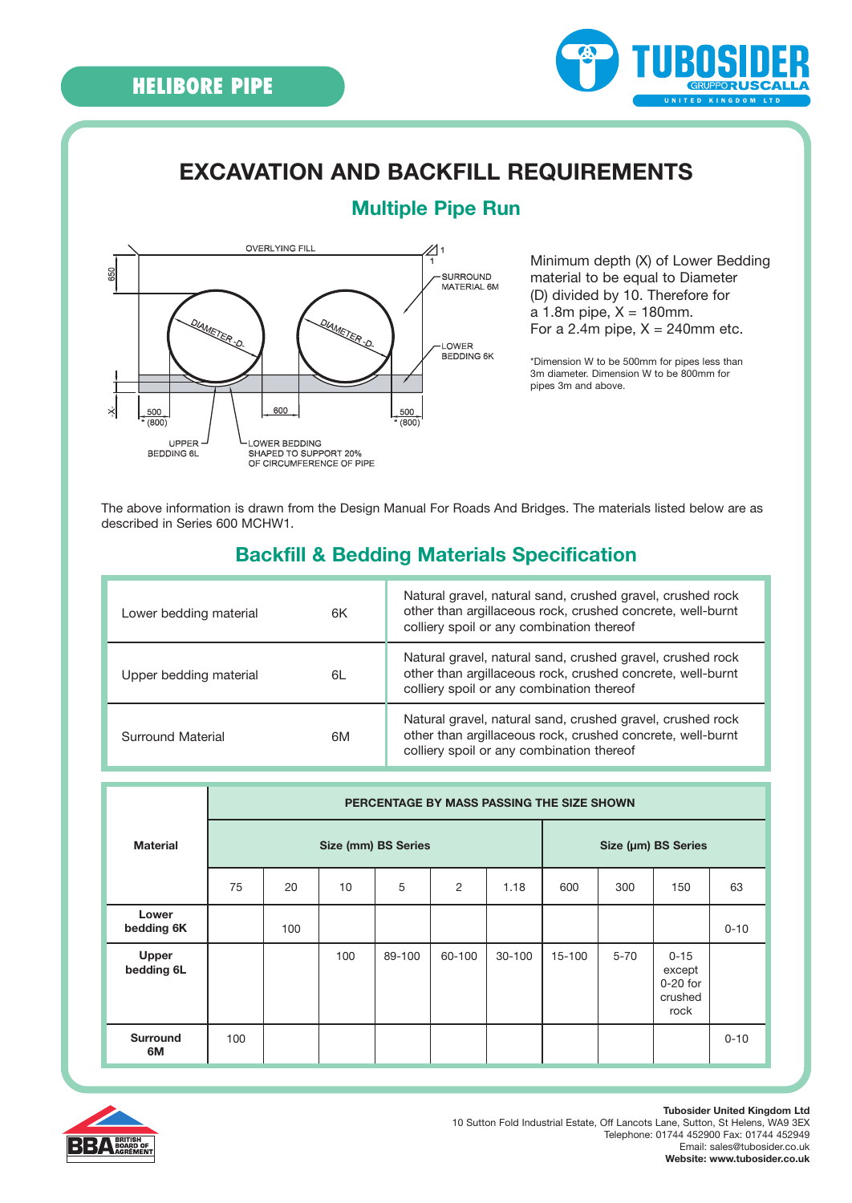HELIBORE PIPE

# EXCAVATION AND BACKFILL REQUIREMENTS

## Multiple Pipe Run

OVERLYING FILL

650

1

1

SURROUND MATERIAL 6M

DIAMETER -D-

DIAMETER -D-

LOWER BEDDING 6K

-X-

500
* (800)

600

500
* (800)

UPPER BEDDING 6L

LOWER BEDDING SHAPED TO SUPPORT 20% OF CIRCUMFERENCE OF PIPE

Minimum depth (X) of Lower Bedding material to be equal to Diameter (D) divided by 10. Therefore for a 1.8m pipe, X = 180mm. For a 2.4m pipe, X = 240mm etc.

*Dimension W to be 500mm for pipes less than 3m diameter. Dimension W to be 800mm for pipes 3m and above.

The above information is drawn from the Design Manual For Roads And Bridges. The materials listed below are as described in Series 600 MCHW1.

## Backfill & Bedding Materials Specification

| | | |
|---|---|---|
| Lower bedding material | 6K | Natural gravel, natural sand, crushed gravel, crushed rock other than argillaceous rock, crushed concrete, well-burnt colliery spoil or any combination thereof |
| Upper bedding material | 6L | Natural gravel, natural sand, crushed gravel, crushed rock other than argillaceous rock, crushed concrete, well-burnt colliery spoil or any combination thereof |
| Surround Material | 6M | Natural gravel, natural sand, crushed gravel, crushed rock other than argillaceous rock, crushed concrete, well-burnt colliery spoil or any combination thereof |

| Material | PERCENTAGE BY MASS PASSING THE SIZE SHOWN | | | | | | | | | |
|---|---|---|---|---|---|---|---|---|---|---|
| | Size (mm) BS Series | | | | | | Size (µm) BS Series | | | |
| | 75 | 20 | 10 | 5 | 2 | 1.18 | 600 | 300 | 150 | 63 |
| **Lower bedding 6K** | | 100 | | | | | | | | 0-10 |
| **Upper bedding 6L** | | | 100 | 89-100 | 60-100 | 30-100 | 15-100 | 5-70 | 0-15 except 0-20 for crushed rock | |
| **Surround 6M** | 100 | | | | | | | | | 0-10 |

**Tubosider United Kingdom Ltd**
10 Sutton Fold Industrial Estate, Off Lancots Lane, Sutton, St Helens, WA9 3EX
Telephone: 01744 452900 Fax: 01744 452949
Email: sales@tubosider.co.uk
**Website: www.tubosider.co.uk**